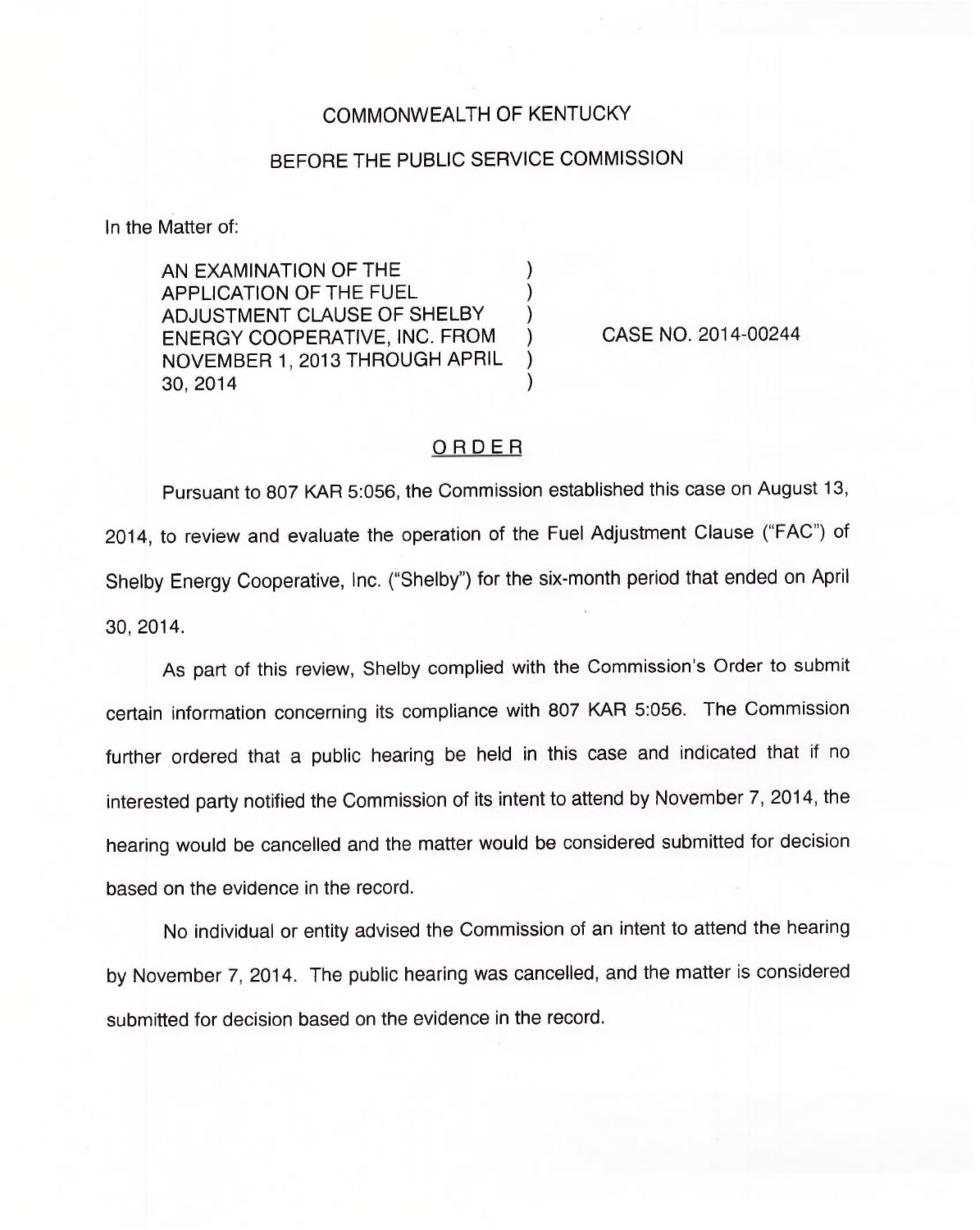COMMONWEALTH OF KENTUCKY

BEFORE THE PUBLIC SERVICE COMMISSION

In the Matter of:

AN EXAMINATION OF THE APPLICATION OF THE FUEL ADJUSTMENT CLAUSE OF SHELBY ENERGY COOPERATIVE, INC. FROM NOVEMBER 1, 2013 THROUGH APRIL 30, 2014 ) CASE NO. 2014-00244

ORDER

Pursuant to 807 KAR 5:056, the Commission established this case on August 13, 2014, to review and evaluate the operation of the Fuel Adjustment Clause ("FAC") of Shelby Energy Cooperative, Inc. ("Shelby") for the six-month period that ended on April 30, 2014.

As part of this review, Shelby complied with the Commission's Order to submit certain information concerning its compliance with 807 KAR 5:056. The Commission further ordered that a public hearing be held in this case and indicated that if no interested party notified the Commission of its intent to attend by November 7, 2014, the hearing would be cancelled and the matter would be considered submitted for decision based on the evidence in the record.

No individual or entity advised the Commission of an intent to attend the hearing by November 7, 2014. The public hearing was cancelled, and the matter is considered submitted for decision based on the evidence in the record.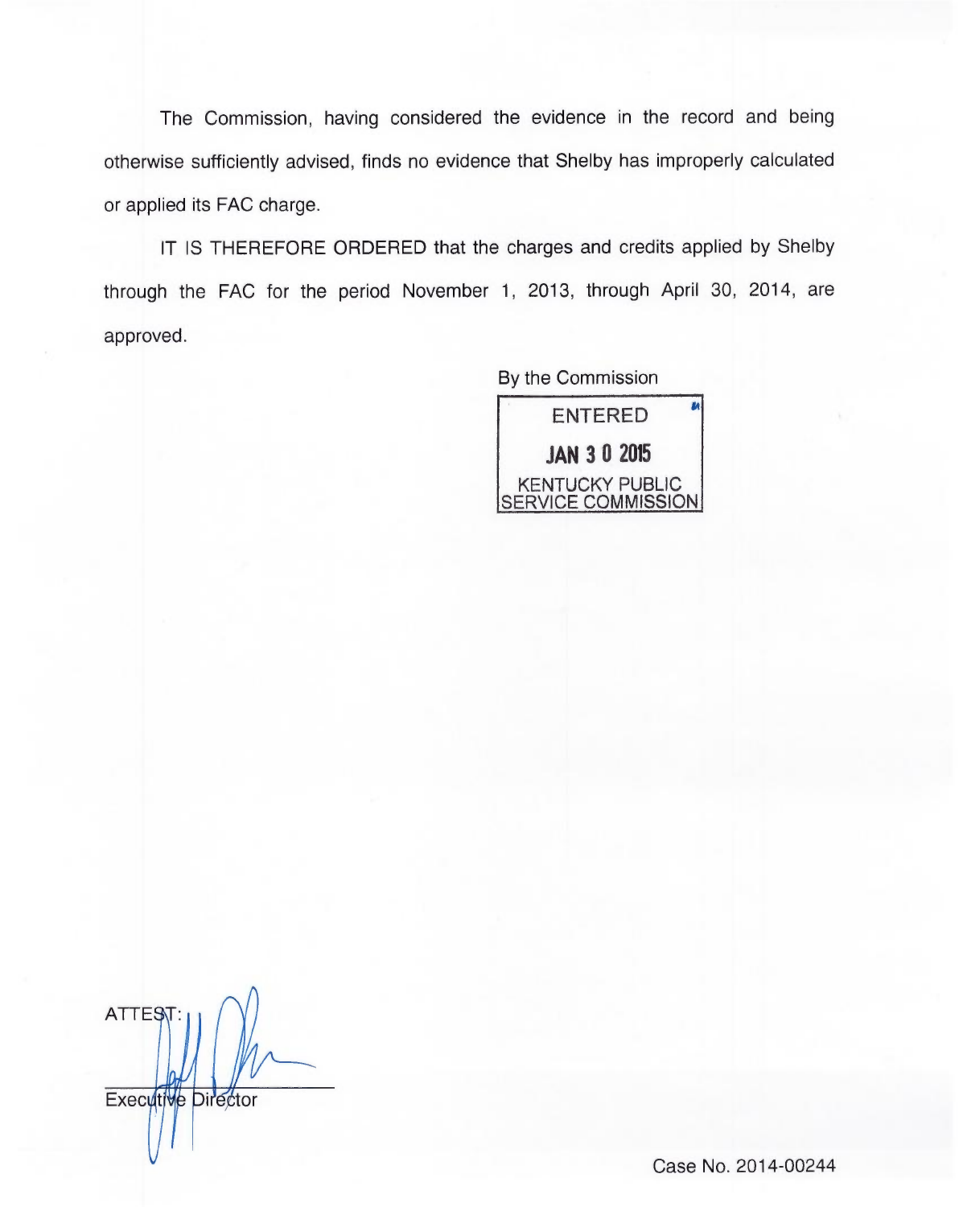The Commission, having considered the evidence in the record and being otherwise sufficiently advised, finds no evidence that Shelby has improperly calculated or applied its FAC charge.

IT IS THEREFORE ORDERED that the charges and credits applied by Shelby through the FAC for the period November 1, 2013, through April 30, 2014, are approved.

By the Commission

ENTERED

JAN 30 2015

KENTUCKY PUBLIC SERVICE COMMISSION

ATTEST:

Executive Director

Case No. 2014-00244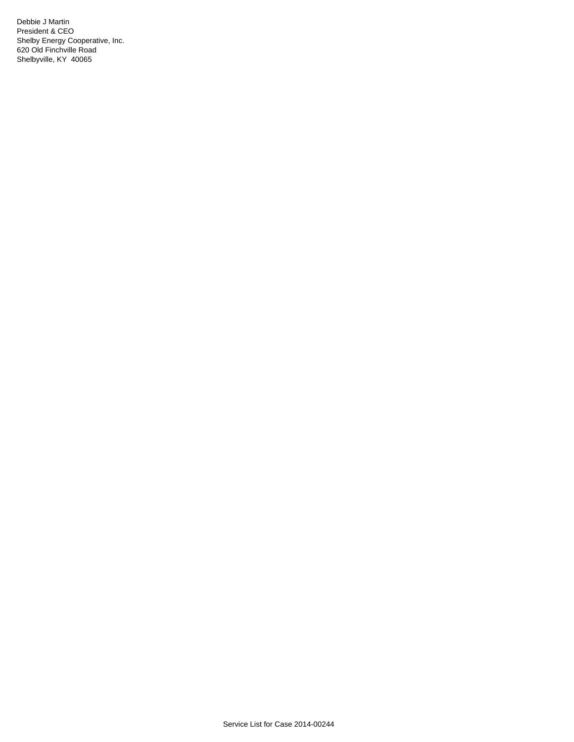Debbie J Martin
President & CEO
Shelby Energy Cooperative, Inc.
620 Old Finchville Road
Shelbyville, KY 40065

Service List for Case 2014-00244